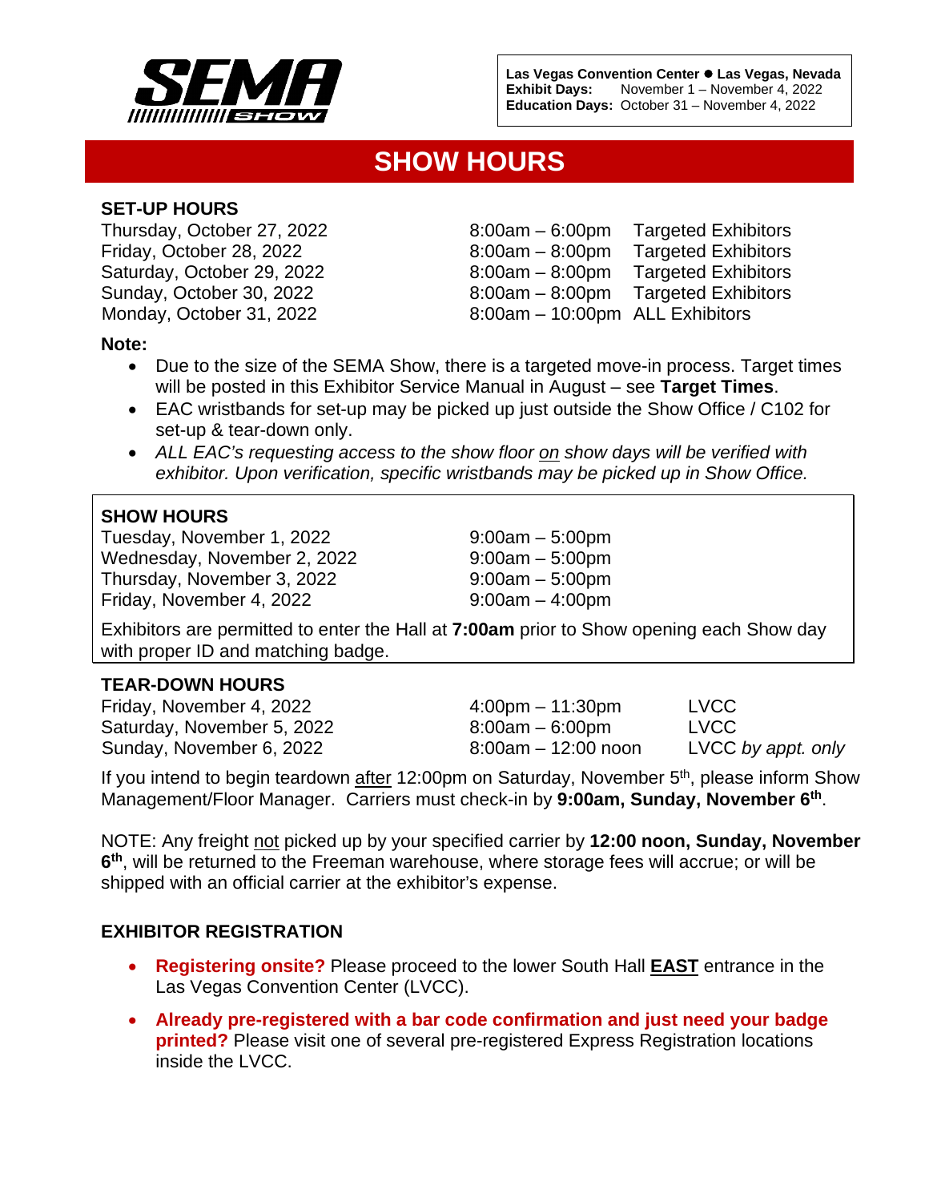**Las Vegas Convention Center ● Las Vegas, Nevada**
**Exhibit Days:** November 1 – November 4, 2022
**Education Days:** October 31 – November 4, 2022

# SHOW HOURS

## SET-UP HOURS

| | | |
|---|---|---|
| Thursday, October 27, 2022 | 8:00am – 6:00pm | Targeted Exhibitors |
| Friday, October 28, 2022 | 8:00am – 8:00pm | Targeted Exhibitors |
| Saturday, October 29, 2022 | 8:00am – 8:00pm | Targeted Exhibitors |
| Sunday, October 30, 2022 | 8:00am – 8:00pm | Targeted Exhibitors |
| Monday, October 31, 2022 | 8:00am – 10:00pm | ALL Exhibitors |

**Note:**

- Due to the size of the SEMA Show, there is a targeted move-in process. Target times will be posted in this Exhibitor Service Manual in August – see **Target Times**.
- EAC wristbands for set-up may be picked up just outside the Show Office / C102 for set-up & tear-down only.
- *ALL EAC's requesting access to the show floor on show days will be verified with exhibitor. Upon verification, specific wristbands may be picked up in Show Office.*

## SHOW HOURS

| | |
|---|---|
| Tuesday, November 1, 2022 | 9:00am – 5:00pm |
| Wednesday, November 2, 2022 | 9:00am – 5:00pm |
| Thursday, November 3, 2022 | 9:00am – 5:00pm |
| Friday, November 4, 2022 | 9:00am – 4:00pm |

Exhibitors are permitted to enter the Hall at **7:00am** prior to Show opening each Show day with proper ID and matching badge.

## TEAR-DOWN HOURS

| | | |
|---|---|---|
| Friday, November 4, 2022 | 4:00pm – 11:30pm | LVCC |
| Saturday, November 5, 2022 | 8:00am – 6:00pm | LVCC |
| Sunday, November 6, 2022 | 8:00am – 12:00 noon | LVCC *by appt. only* |

If you intend to begin teardown after 12:00pm on Saturday, November 5th, please inform Show Management/Floor Manager. Carriers must check-in by **9:00am, Sunday, November 6th**.

NOTE: Any freight not picked up by your specified carrier by **12:00 noon, Sunday, November 6th**, will be returned to the Freeman warehouse, where storage fees will accrue; or will be shipped with an official carrier at the exhibitor's expense.

## EXHIBITOR REGISTRATION

- **Registering onsite?** Please proceed to the lower South Hall **EAST** entrance in the Las Vegas Convention Center (LVCC).
- **Already pre-registered with a bar code confirmation and just need your badge printed?** Please visit one of several pre-registered Express Registration locations inside the LVCC.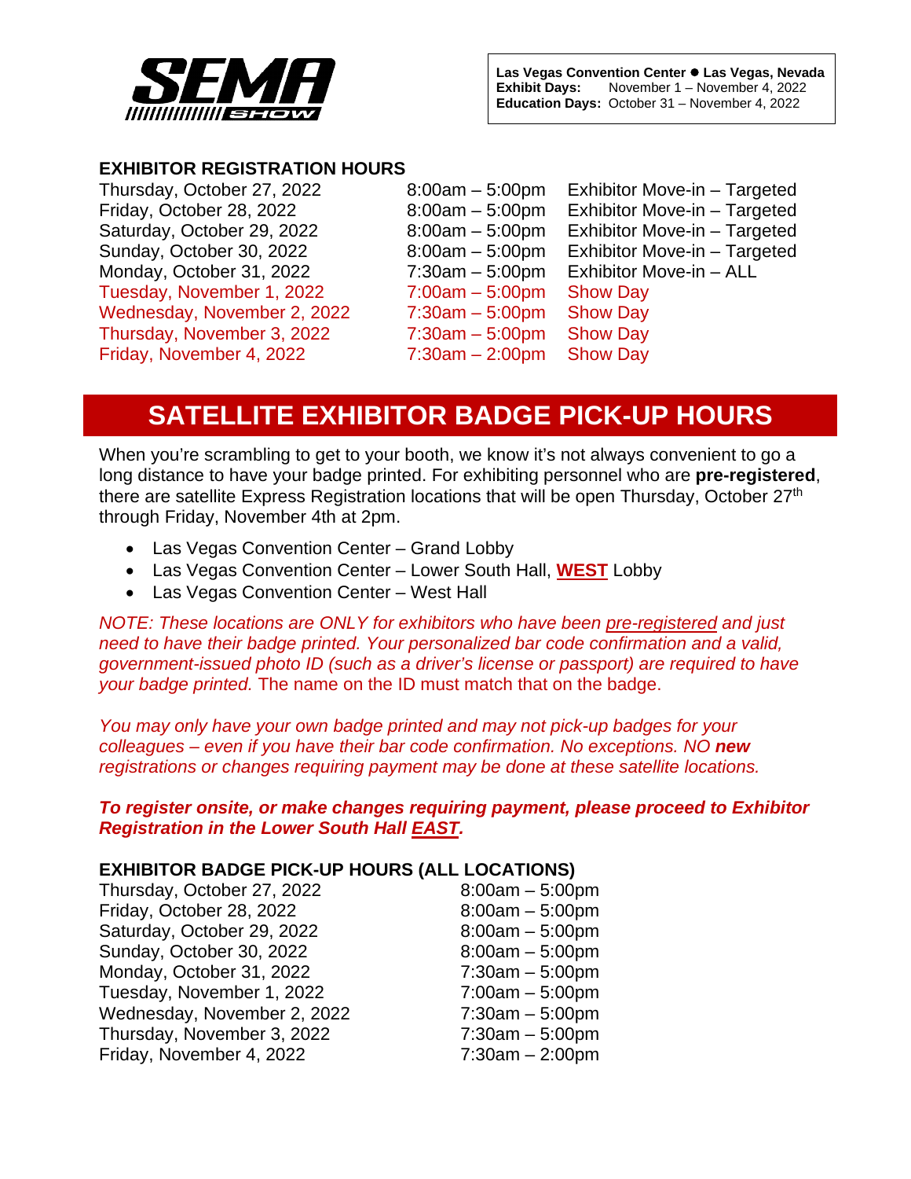**SEMA SHOW**

**Las Vegas Convention Center ● Las Vegas, Nevada**
**Exhibit Days:** November 1 – November 4, 2022
**Education Days:** October 31 – November 4, 2022

### EXHIBITOR REGISTRATION HOURS

| | | |
|---|---|---|
| Thursday, October 27, 2022 | 8:00am – 5:00pm | Exhibitor Move-in – Targeted |
| Friday, October 28, 2022 | 8:00am – 5:00pm | Exhibitor Move-in – Targeted |
| Saturday, October 29, 2022 | 8:00am – 5:00pm | Exhibitor Move-in – Targeted |
| Sunday, October 30, 2022 | 8:00am – 5:00pm | Exhibitor Move-in – Targeted |
| Monday, October 31, 2022 | 7:30am – 5:00pm | Exhibitor Move-in – ALL |
| Tuesday, November 1, 2022 | 7:00am – 5:00pm | Show Day |
| Wednesday, November 2, 2022 | 7:30am – 5:00pm | Show Day |
| Thursday, November 3, 2022 | 7:30am – 5:00pm | Show Day |
| Friday, November 4, 2022 | 7:30am – 2:00pm | Show Day |

## SATELLITE EXHIBITOR BADGE PICK-UP HOURS

When you're scrambling to get to your booth, we know it's not always convenient to go a long distance to have your badge printed. For exhibiting personnel who are **pre-registered**, there are satellite Express Registration locations that will be open Thursday, October 27th through Friday, November 4th at 2pm.

- Las Vegas Convention Center – Grand Lobby
- Las Vegas Convention Center – Lower South Hall, **WEST** Lobby
- Las Vegas Convention Center – West Hall

*NOTE: These locations are ONLY for exhibitors who have been pre-registered and just need to have their badge printed. Your personalized bar code confirmation and a valid, government-issued photo ID (such as a driver's license or passport) are required to have your badge printed.* The name on the ID must match that on the badge.

*You may only have your own badge printed and may not pick-up badges for your colleagues – even if you have their bar code confirmation. No exceptions. NO **new** registrations or changes requiring payment may be done at these satellite locations.*

***To register onsite, or make changes requiring payment, please proceed to Exhibitor Registration in the Lower South Hall EAST.***

### EXHIBITOR BADGE PICK-UP HOURS (ALL LOCATIONS)

| | |
|---|---|
| Thursday, October 27, 2022 | 8:00am – 5:00pm |
| Friday, October 28, 2022 | 8:00am – 5:00pm |
| Saturday, October 29, 2022 | 8:00am – 5:00pm |
| Sunday, October 30, 2022 | 8:00am – 5:00pm |
| Monday, October 31, 2022 | 7:30am – 5:00pm |
| Tuesday, November 1, 2022 | 7:00am – 5:00pm |
| Wednesday, November 2, 2022 | 7:30am – 5:00pm |
| Thursday, November 3, 2022 | 7:30am – 5:00pm |
| Friday, November 4, 2022 | 7:30am – 2:00pm |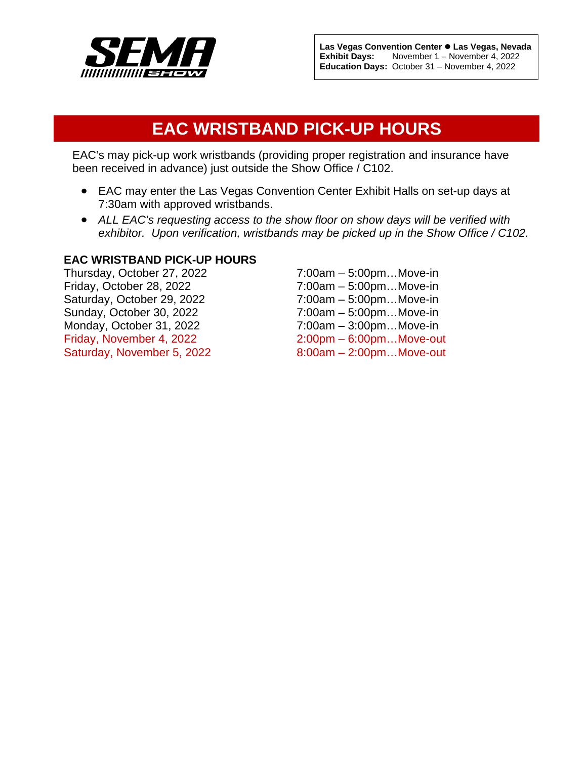**Las Vegas Convention Center ● Las Vegas, Nevada**
**Exhibit Days:** November 1 – November 4, 2022
**Education Days:** October 31 – November 4, 2022

# EAC WRISTBAND PICK-UP HOURS

EAC's may pick-up work wristbands (providing proper registration and insurance have been received in advance) just outside the Show Office / C102.

- EAC may enter the Las Vegas Convention Center Exhibit Halls on set-up days at 7:30am with approved wristbands.
- *ALL EAC's requesting access to the show floor on show days will be verified with exhibitor. Upon verification, wristbands may be picked up in the Show Office / C102.*

**EAC WRISTBAND PICK-UP HOURS**

| | |
|---|---|
| Thursday, October 27, 2022 | 7:00am – 5:00pm…Move-in |
| Friday, October 28, 2022 | 7:00am – 5:00pm…Move-in |
| Saturday, October 29, 2022 | 7:00am – 5:00pm…Move-in |
| Sunday, October 30, 2022 | 7:00am – 5:00pm…Move-in |
| Monday, October 31, 2022 | 7:00am – 3:00pm…Move-in |
| Friday, November 4, 2022 | 2:00pm – 6:00pm…Move-out |
| Saturday, November 5, 2022 | 8:00am – 2:00pm…Move-out |